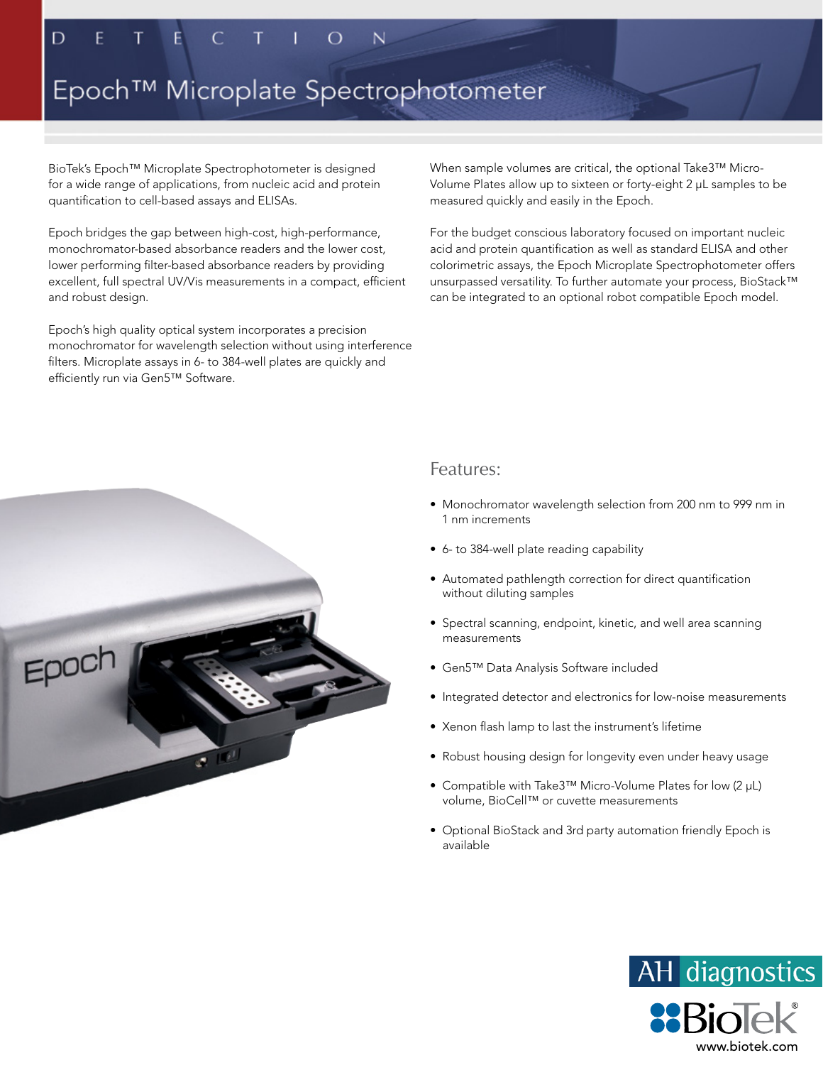DETECTION

# Epoch™ Microplate Spectrophotometer

BioTek's Epoch™ Microplate Spectrophotometer is designed for a wide range of applications, from nucleic acid and protein quantification to cell-based assays and ELISAs.

Epoch bridges the gap between high-cost, high-performance, monochromator-based absorbance readers and the lower cost, lower performing filter-based absorbance readers by providing excellent, full spectral UV/Vis measurements in a compact, efficient and robust design.

Epoch's high quality optical system incorporates a precision monochromator for wavelength selection without using interference filters. Microplate assays in 6- to 384-well plates are quickly and efficiently run via Gen5™ Software.

When sample volumes are critical, the optional Take3™ Micro-Volume Plates allow up to sixteen or forty-eight 2 µL samples to be measured quickly and easily in the Epoch.

For the budget conscious laboratory focused on important nucleic acid and protein quantification as well as standard ELISA and other colorimetric assays, the Epoch Microplate Spectrophotometer offers unsurpassed versatility. To further automate your process, BioStack™ can be integrated to an optional robot compatible Epoch model.

## Features:

- Monochromator wavelength selection from 200 nm to 999 nm in 1 nm increments
- 6- to 384-well plate reading capability
- Automated pathlength correction for direct quantification without diluting samples
- Spectral scanning, endpoint, kinetic, and well area scanning measurements
- Gen5™ Data Analysis Software included
- Integrated detector and electronics for low-noise measurements
- Xenon flash lamp to last the instrument's lifetime
- Robust housing design for longevity even under heavy usage
- Compatible with Take3™ Micro-Volume Plates for low (2 µL) volume, BioCell™ or cuvette measurements
- Optional BioStack and 3rd party automation friendly Epoch is available

AH diagnostics

BioTek®

www.biotek.com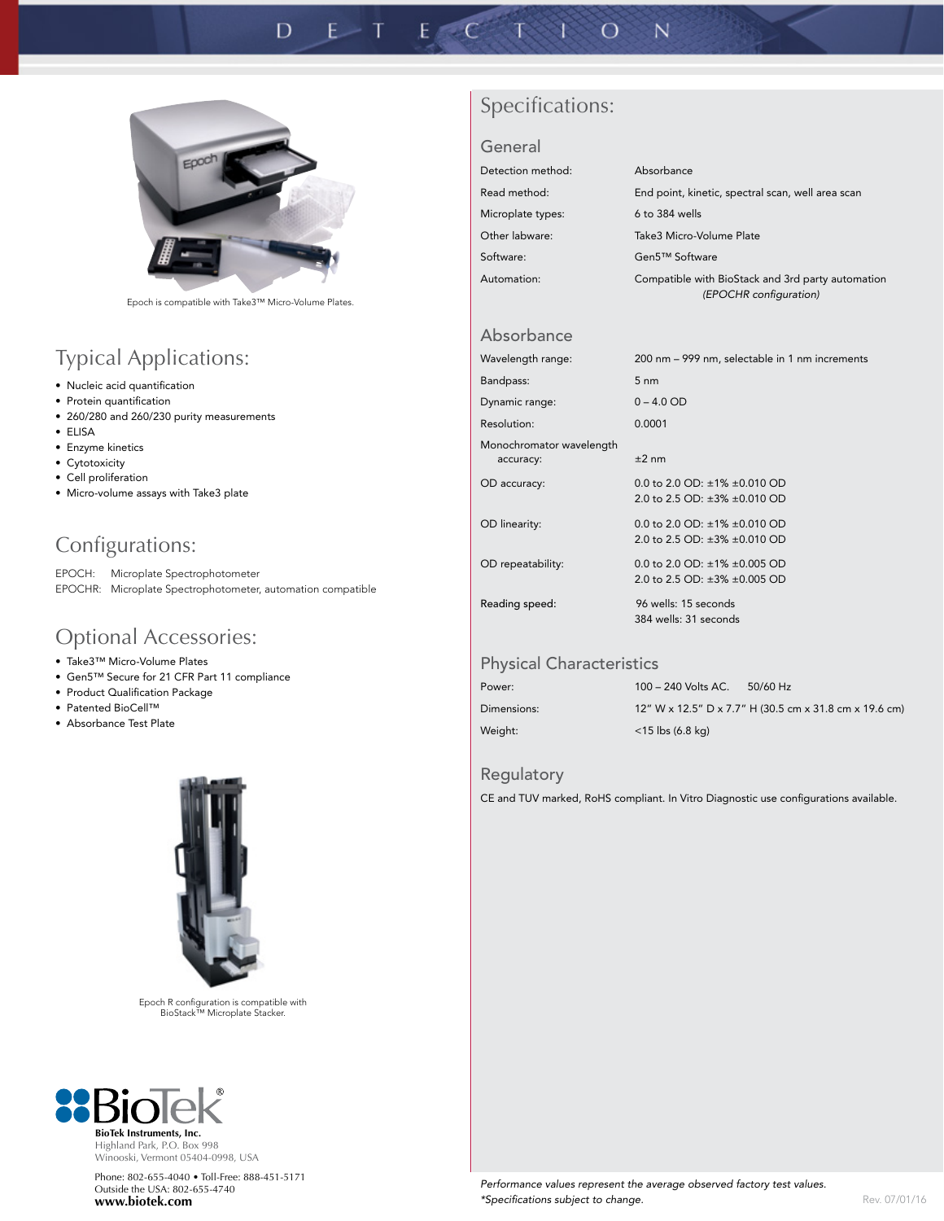Epoch is compatible with Take3™ Micro-Volume Plates.

## Typical Applications:

- Nucleic acid quantification
- Protein quantification
- 260/280 and 260/230 purity measurements
- ELISA
- Enzyme kinetics
- Cytotoxicity
- Cell proliferation
- Micro-volume assays with Take3 plate

## Configurations:

EPOCH: Microplate Spectrophotometer
EPOCHR: Microplate Spectrophotometer, automation compatible

## Optional Accessories:

- Take3™ Micro-Volume Plates
- Gen5™ Secure for 21 CFR Part 11 compliance
- Product Qualification Package
- Patented BioCell™
- Absorbance Test Plate

Epoch R configuration is compatible with BioStack™ Microplate Stacker.

**BioTek Instruments, Inc.**
Highland Park, P.O. Box 998
Winooski, Vermont 05404-0998, USA

Phone: 802-655-4040 • Toll-Free: 888-451-5171
Outside the USA: 802-655-4740
**www.biotek.com**

## Specifications:

### General

| | |
|---|---|
| Detection method: | Absorbance |
| Read method: | End point, kinetic, spectral scan, well area scan |
| Microplate types: | 6 to 384 wells |
| Other labware: | Take3 Micro-Volume Plate |
| Software: | Gen5™ Software |
| Automation: | Compatible with BioStack and 3rd party automation *(EPOCHR configuration)* |

### Absorbance

| | |
|---|---|
| Wavelength range: | 200 nm – 999 nm, selectable in 1 nm increments |
| Bandpass: | 5 nm |
| Dynamic range: | 0 – 4.0 OD |
| Resolution: | 0.0001 |
| Monochromator wavelength accuracy: | ±2 nm |
| OD accuracy: | 0.0 to 2.0 OD: ±1% ±0.010 OD<br>2.0 to 2.5 OD: ±3% ±0.010 OD |
| OD linearity: | 0.0 to 2.0 OD: ±1% ±0.010 OD<br>2.0 to 2.5 OD: ±3% ±0.010 OD |
| OD repeatability: | 0.0 to 2.0 OD: ±1% ±0.005 OD<br>2.0 to 2.5 OD: ±3% ±0.005 OD |
| Reading speed: | 96 wells: 15 seconds<br>384 wells: 31 seconds |

### Physical Characteristics

| | |
|---|---|
| Power: | 100 – 240 Volts AC. 50/60 Hz |
| Dimensions: | 12” W x 12.5” D x 7.7” H (30.5 cm x 31.8 cm x 19.6 cm) |
| Weight: | <15 lbs (6.8 kg) |

### Regulatory

CE and TUV marked, RoHS compliant. In Vitro Diagnostic use configurations available.

*Performance values represent the average observed factory test values.*
**Specifications subject to change.*

Rev. 07/01/16